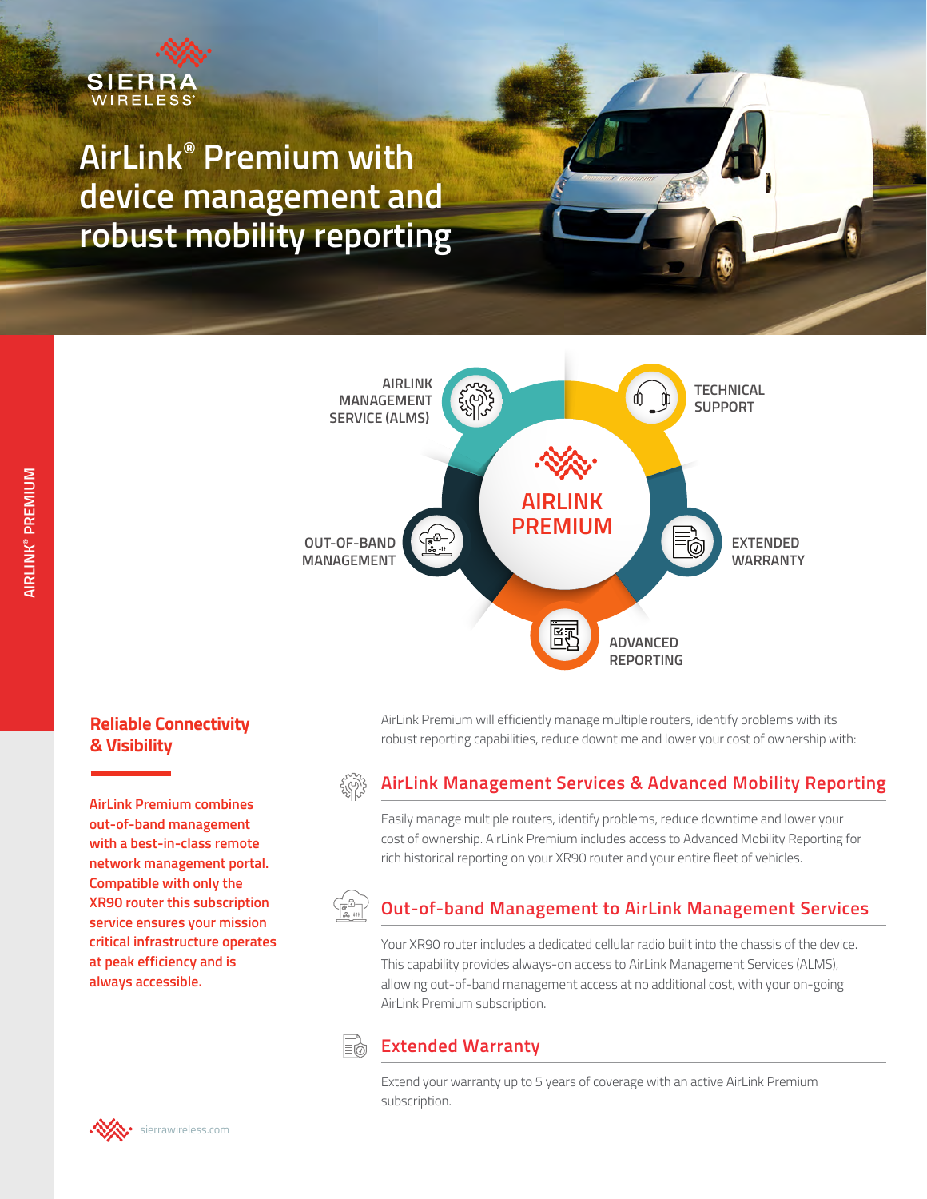# AirLink® Premium with device management and robust mobility reporting

AIRLINK MANAGEMENT SERVICE (ALMS)

TECHNICAL SUPPORT

AIRLINK PREMIUM

OUT-OF-BAND MANAGEMENT

EXTENDED WARRANTY

ADVANCED REPORTING

## Reliable Connectivity & Visibility

**AirLink Premium combines out-of-band management with a best-in-class remote network management portal. Compatible with only the XR90 router this subscription service ensures your mission critical infrastructure operates at peak efficiency and is always accessible.**

AirLink Premium will efficiently manage multiple routers, identify problems with its robust reporting capabilities, reduce downtime and lower your cost of ownership with:

### AirLink Management Services & Advanced Mobility Reporting

Easily manage multiple routers, identify problems, reduce downtime and lower your cost of ownership. AirLink Premium includes access to Advanced Mobility Reporting for rich historical reporting on your XR90 router and your entire fleet of vehicles.

### Out-of-band Management to AirLink Management Services

Your XR90 router includes a dedicated cellular radio built into the chassis of the device. This capability provides always-on access to AirLink Management Services (ALMS), allowing out-of-band management access at no additional cost, with your on-going AirLink Premium subscription.

### Extended Warranty

Extend your warranty up to 5 years of coverage with an active AirLink Premium subscription.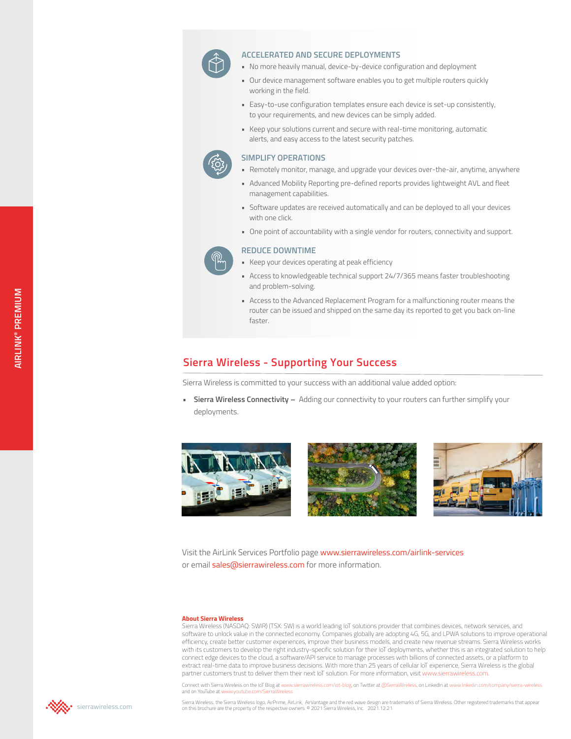### ACCELERATED AND SECURE DEPLOYMENTS

- No more heavily manual, device-by-device configuration and deployment
- Our device management software enables you to get multiple routers quickly working in the field.
- Easy-to-use configuration templates ensure each device is set-up consistently, to your requirements, and new devices can be simply added.
- Keep your solutions current and secure with real-time monitoring, automatic alerts, and easy access to the latest security patches.

### SIMPLIFY OPERATIONS

- Remotely monitor, manage, and upgrade your devices over-the-air, anytime, anywhere
- Advanced Mobility Reporting pre-defined reports provides lightweight AVL and fleet management capabilities.
- Software updates are received automatically and can be deployed to all your devices with one click.
- One point of accountability with a single vendor for routers, connectivity and support.

### REDUCE DOWNTIME

- Keep your devices operating at peak efficiency
- Access to knowledgeable technical support 24/7/365 means faster troubleshooting and problem-solving.
- Access to the Advanced Replacement Program for a malfunctioning router means the router can be issued and shipped on the same day its reported to get you back on-line faster.

## Sierra Wireless - Supporting Your Success

Sierra Wireless is committed to your success with an additional value added option:

- **Sierra Wireless Connectivity –** Adding our connectivity to your routers can further simplify your deployments.

Visit the AirLink Services Portfolio page www.sierrawireless.com/airlink-services or email sales@sierrawireless.com for more information.

**About Sierra Wireless**

Sierra Wireless (NASDAQ: SWIR) (TSX: SW) is a world leading IoT solutions provider that combines devices, network services, and software to unlock value in the connected economy. Companies globally are adopting 4G, 5G, and LPWA solutions to improve operational efficiency, create better customer experiences, improve their business models, and create new revenue streams. Sierra Wireless works with its customers to develop the right industry-specific solution for their IoT deployments, whether this is an integrated solution to help connect edge devices to the cloud, a software/API service to manage processes with billions of connected assets, or a platform to extract real-time data to improve business decisions. With more than 25 years of cellular IoT experience, Sierra Wireless is the global partner customers trust to deliver them their next IoT solution. For more information, visit www.sierrawireless.com.

Connect with Sierra Wireless on the IoT Blog at www.sierrawireless.com/iot-blog, on Twitter at @SierraWireless, on LinkedIn at www.linkedin.com/company/sierra-wireless and on YouTube at www.youtube.com/SierraWireless

Sierra Wireless, the Sierra Wireless logo, AirPrime, AirLink, AirVantage and the red wave design are trademarks of Sierra Wireless. Other registered trademarks that appear on this brochure are the property of the respective owners. © 2021 Sierra Wireless, Inc. 2021.12.21

sierrawireless.com